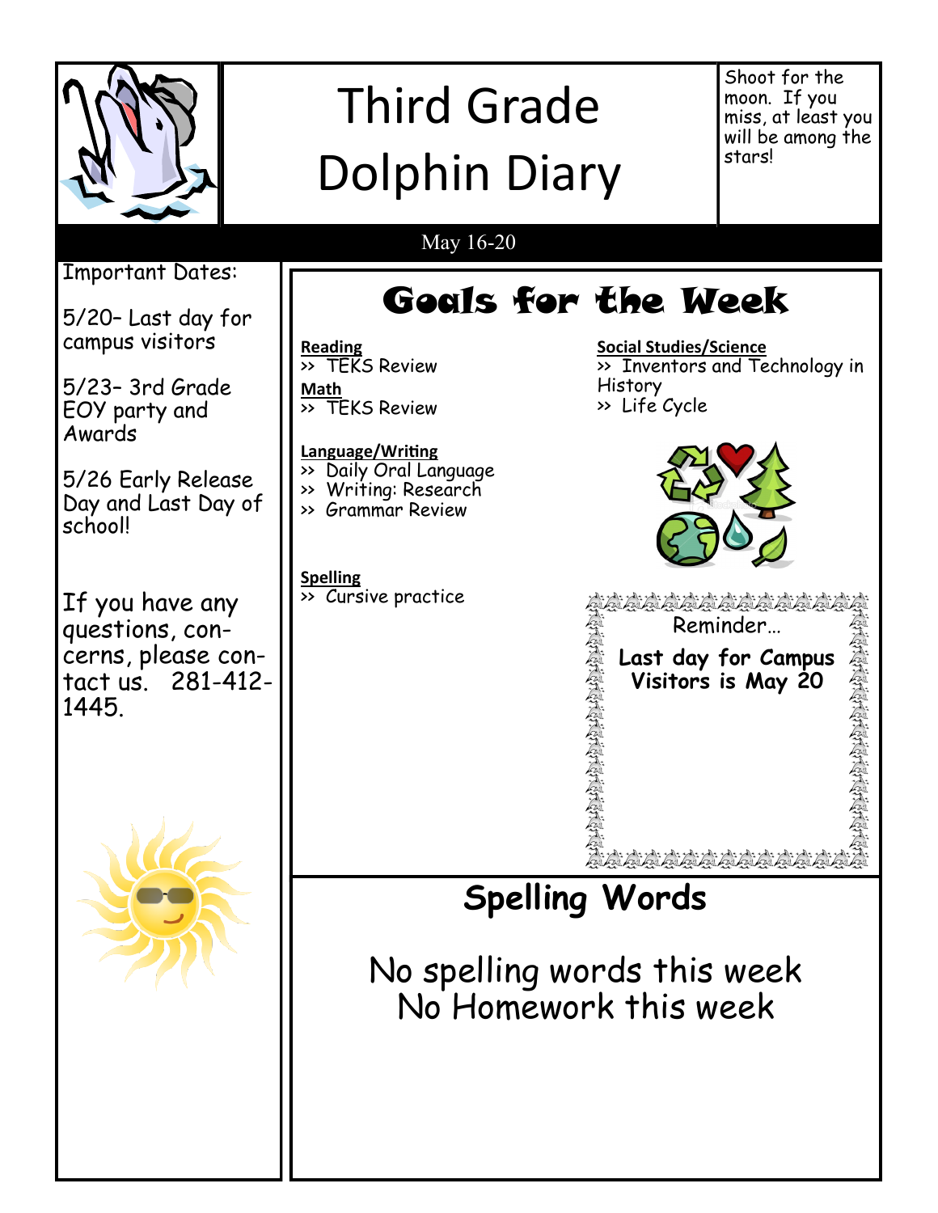# Third Grade Dolphin Diary

Shoot for the moon. If you miss, at least you will be among the stars!

May 16-20

Important Dates:

5/20– Last day for campus visitors

5/23– 3rd Grade EOY party and Awards

5/26 Early Release Day and Last Day of school!

If you have any questions, concerns, please contact us. 281-412-1445.

## Goals for the Week

**Reading**
>> TEKS Review

**Math**
>> TEKS Review

**Language/Writing**
>> Daily Oral Language
>> Writing: Research
>> Grammar Review

**Spelling**
>> Cursive practice

**Social Studies/Science**
>> Inventors and Technology in History
>> Life Cycle

Reminder…

**Last day for Campus Visitors is May 20**

## Spelling Words

No spelling words this week
No Homework this week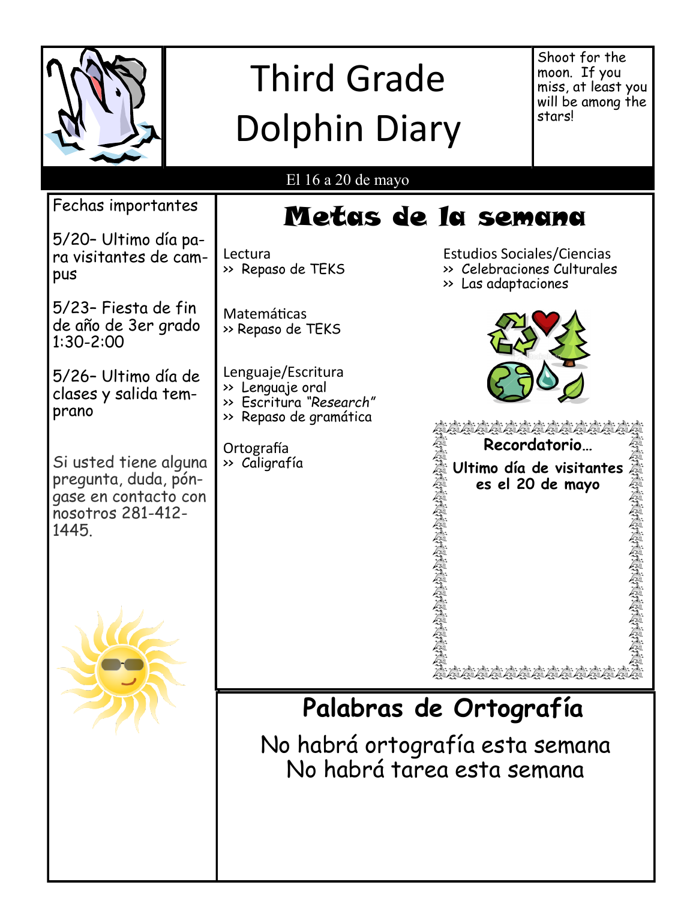# Third Grade Dolphin Diary

Shoot for the moon. If you miss, at least you will be among the stars!

El 16 a 20 de mayo

## Fechas importantes

5/20– Ultimo día para visitantes de campus

5/23– Fiesta de fin de año de 3er grado 1:30-2:00

5/26– Ultimo día de clases y salida temprano

Si usted tiene alguna pregunta, duda, póngase en contacto con nosotros 281-412-1445.

## Metas de la semana

Lectura
- Repaso de TEKS

Matemáticas
- Repaso de TEKS

Lenguaje/Escritura
- Lenguaje oral
- Escritura *"Research"*
- Repaso de gramática

Ortografía
- Caligrafía

Estudios Sociales/Ciencias
- Celebraciones Culturales
- Las adaptaciones

**Recordatorio…**

**Ultimo día de visitantes es el 20 de mayo**

## Palabras de Ortografía

No habrá ortografía esta semana
No habrá tarea esta semana